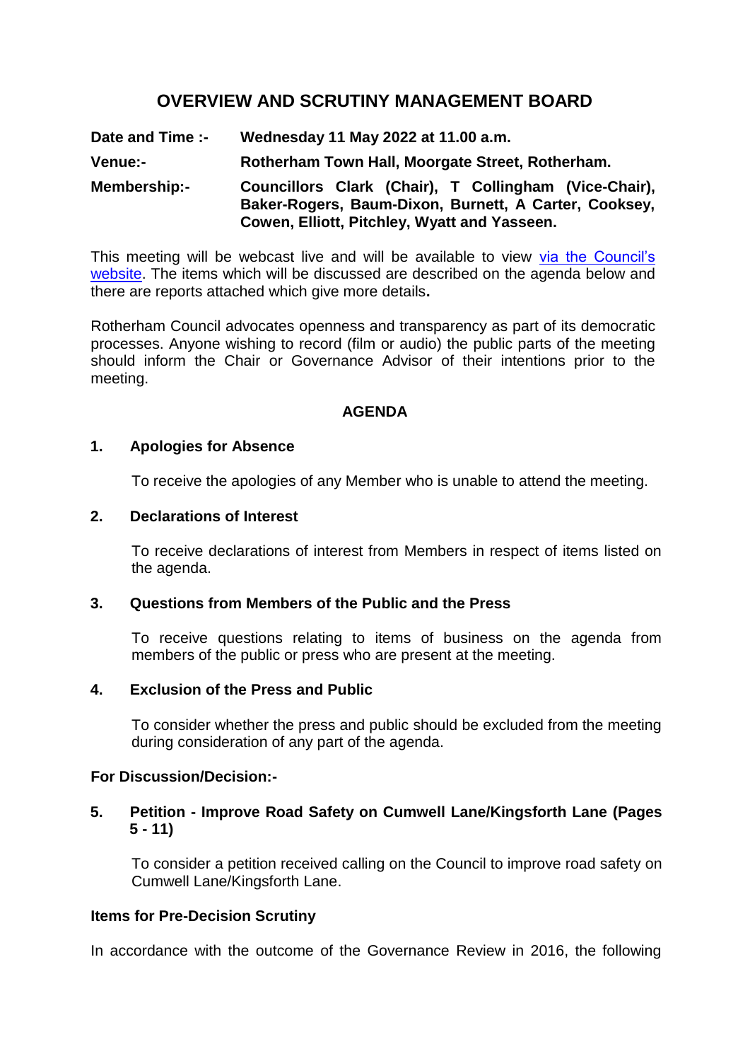# OVERVIEW AND SCRUTINY MANAGEMENT BOARD

**Date and Time :-** **Wednesday 11 May 2022 at 11.00 a.m.**

**Venue:-** **Rotherham Town Hall, Moorgate Street, Rotherham.**

**Membership:-** **Councillors Clark (Chair), T Collingham (Vice-Chair), Baker-Rogers, Baum-Dixon, Burnett, A Carter, Cooksey, Cowen, Elliott, Pitchley, Wyatt and Yasseen.**

This meeting will be webcast live and will be available to view via the Council's website. The items which will be discussed are described on the agenda below and there are reports attached which give more details.

Rotherham Council advocates openness and transparency as part of its democratic processes. Anyone wishing to record (film or audio) the public parts of the meeting should inform the Chair or Governance Advisor of their intentions prior to the meeting.

## AGENDA

**1. Apologies for Absence**

To receive the apologies of any Member who is unable to attend the meeting.

**2. Declarations of Interest**

To receive declarations of interest from Members in respect of items listed on the agenda.

**3. Questions from Members of the Public and the Press**

To receive questions relating to items of business on the agenda from members of the public or press who are present at the meeting.

**4. Exclusion of the Press and Public**

To consider whether the press and public should be excluded from the meeting during consideration of any part of the agenda.

**For Discussion/Decision:-**

**5. Petition - Improve Road Safety on Cumwell Lane/Kingsforth Lane (Pages 5 - 11)**

To consider a petition received calling on the Council to improve road safety on Cumwell Lane/Kingsforth Lane.

**Items for Pre-Decision Scrutiny**

In accordance with the outcome of the Governance Review in 2016, the following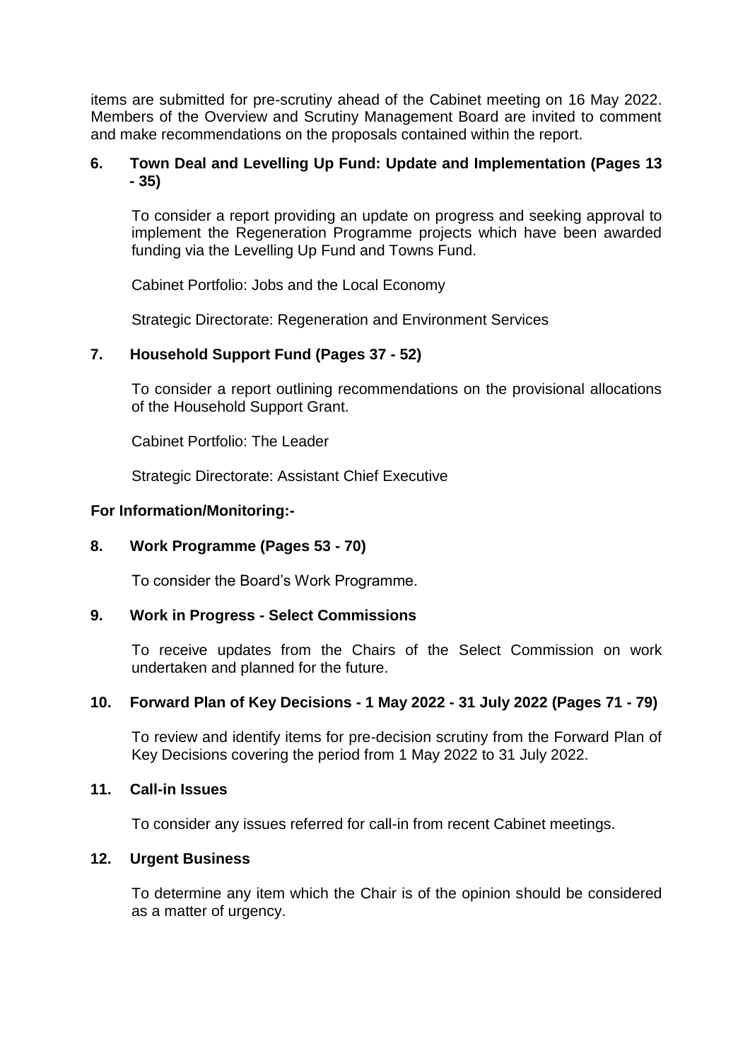items are submitted for pre-scrutiny ahead of the Cabinet meeting on 16 May 2022. Members of the Overview and Scrutiny Management Board are invited to comment and make recommendations on the proposals contained within the report.

**6. Town Deal and Levelling Up Fund: Update and Implementation (Pages 13 - 35)**

To consider a report providing an update on progress and seeking approval to implement the Regeneration Programme projects which have been awarded funding via the Levelling Up Fund and Towns Fund.

Cabinet Portfolio: Jobs and the Local Economy

Strategic Directorate: Regeneration and Environment Services

**7. Household Support Fund (Pages 37 - 52)**

To consider a report outlining recommendations on the provisional allocations of the Household Support Grant.

Cabinet Portfolio: The Leader

Strategic Directorate: Assistant Chief Executive

**For Information/Monitoring:-**

**8. Work Programme (Pages 53 - 70)**

To consider the Board's Work Programme.

**9. Work in Progress - Select Commissions**

To receive updates from the Chairs of the Select Commission on work undertaken and planned for the future.

**10. Forward Plan of Key Decisions - 1 May 2022 - 31 July 2022 (Pages 71 - 79)**

To review and identify items for pre-decision scrutiny from the Forward Plan of Key Decisions covering the period from 1 May 2022 to 31 July 2022.

**11. Call-in Issues**

To consider any issues referred for call-in from recent Cabinet meetings.

**12. Urgent Business**

To determine any item which the Chair is of the opinion should be considered as a matter of urgency.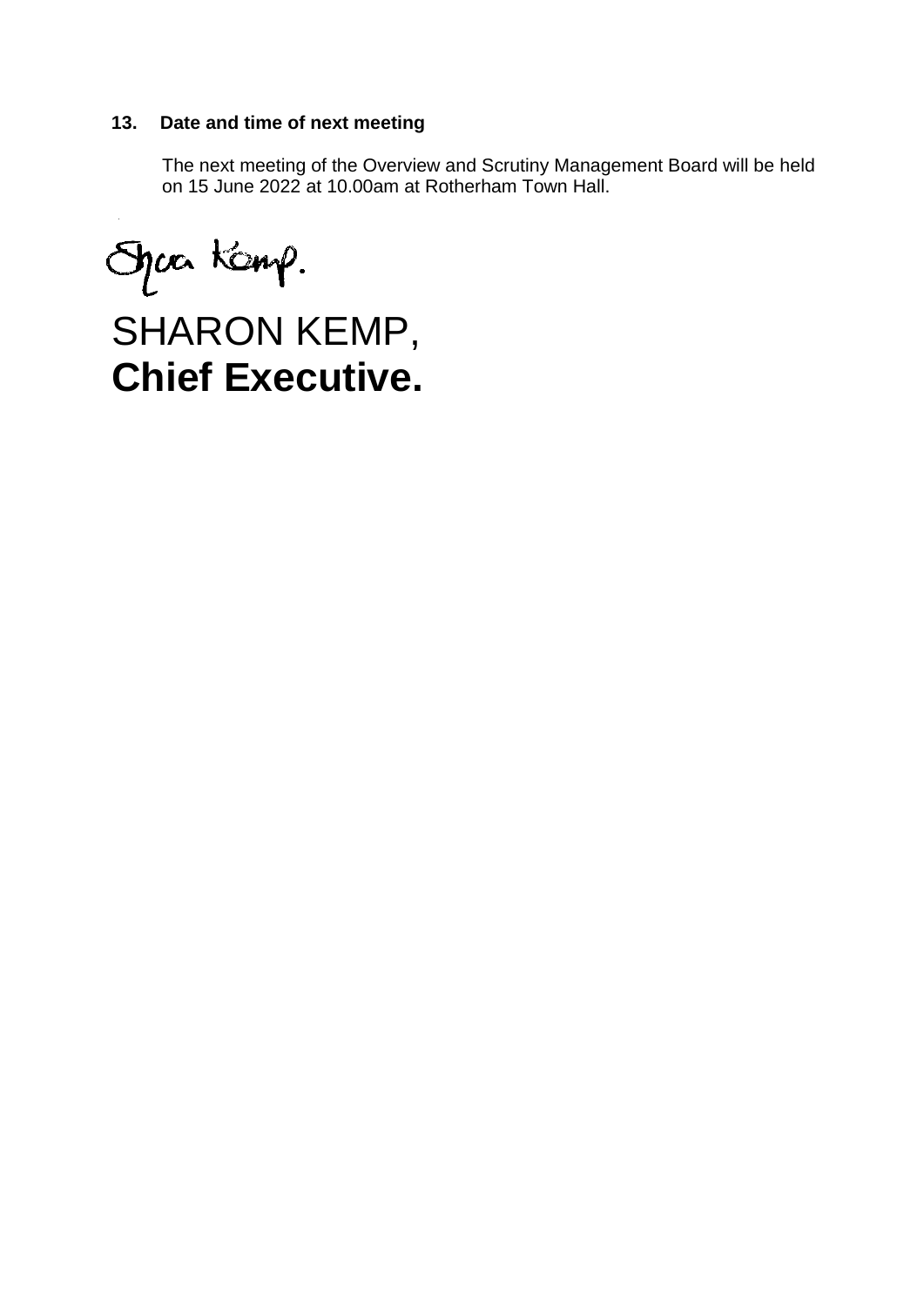**13. Date and time of next meeting**

The next meeting of the Overview and Scrutiny Management Board will be held on 15 June 2022 at 10.00am at Rotherham Town Hall.

SHARON KEMP,
**Chief Executive.**